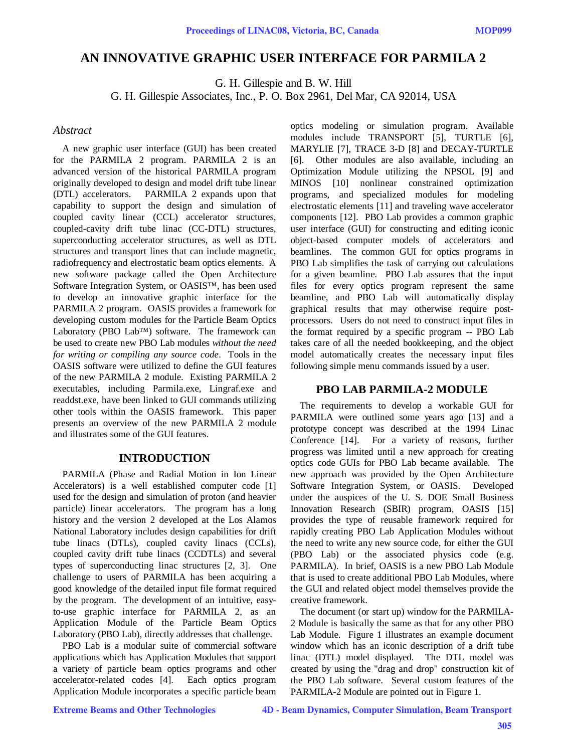# AN INNOVATIVE GRAPHIC USER INTERFACE FOR PARMILA 2

G. H. Gillespie and B. W. Hill
G. H. Gillespie Associates, Inc., P. O. Box 2961, Del Mar, CA 92014, USA

## *Abstract*

A new graphic user interface (GUI) has been created for the PARMILA 2 program. PARMILA 2 is an advanced version of the historical PARMILA program originally developed to design and model drift tube linear (DTL) accelerators. PARMILA 2 expands upon that capability to support the design and simulation of coupled cavity linear (CCL) accelerator structures, coupled-cavity drift tube linac (CC-DTL) structures, superconducting accelerator structures, as well as DTL structures and transport lines that can include magnetic, radiofrequency and electrostatic beam optics elements. A new software package called the Open Architecture Software Integration System, or OASIS™, has been used to develop an innovative graphic interface for the PARMILA 2 program. OASIS provides a framework for developing custom modules for the Particle Beam Optics Laboratory (PBO Lab™) software. The framework can be used to create new PBO Lab modules *without the need for writing or compiling any source code*. Tools in the OASIS software were utilized to define the GUI features of the new PARMILA 2 module. Existing PARMILA 2 executables, including Parmila.exe, Lingraf.exe and readdst.exe, have been linked to GUI commands utilizing other tools within the OASIS framework. This paper presents an overview of the new PARMILA 2 module and illustrates some of the GUI features.

## INTRODUCTION

PARMILA (Phase and Radial Motion in Ion Linear Accelerators) is a well established computer code [1] used for the design and simulation of proton (and heavier particle) linear accelerators. The program has a long history and the version 2 developed at the Los Alamos National Laboratory includes design capabilities for drift tube linacs (DTLs), coupled cavity linacs (CCLs), coupled cavity drift tube linacs (CCDTLs) and several types of superconducting linac structures [2, 3]. One challenge to users of PARMILA has been acquiring a good knowledge of the detailed input file format required by the program. The development of an intuitive, easy-to-use graphic interface for PARMILA 2, as an Application Module of the Particle Beam Optics Laboratory (PBO Lab), directly addresses that challenge.

PBO Lab is a modular suite of commercial software applications which has Application Modules that support a variety of particle beam optics programs and other accelerator-related codes [4]. Each optics program Application Module incorporates a specific particle beam optics modeling or simulation program. Available modules include TRANSPORT [5], TURTLE [6], MARYLIE [7], TRACE 3-D [8] and DECAY-TURTLE [6]. Other modules are also available, including an Optimization Module utilizing the NPSOL [9] and MINOS [10] nonlinear constrained optimization programs, and specialized modules for modeling electrostatic elements [11] and traveling wave accelerator components [12]. PBO Lab provides a common graphic user interface (GUI) for constructing and editing iconic object-based computer models of accelerators and beamlines. The common GUI for optics programs in PBO Lab simplifies the task of carrying out calculations for a given beamline. PBO Lab assures that the input files for every optics program represent the same beamline, and PBO Lab will automatically display graphical results that may otherwise require post-processors. Users do not need to construct input files in the format required by a specific program -- PBO Lab takes care of all the needed bookkeeping, and the object model automatically creates the necessary input files following simple menu commands issued by a user.

## PBO LAB PARMILA-2 MODULE

The requirements to develop a workable GUI for PARMILA were outlined some years ago [13] and a prototype concept was described at the 1994 Linac Conference [14]. For a variety of reasons, further progress was limited until a new approach for creating optics code GUIs for PBO Lab became available. The new approach was provided by the Open Architecture Software Integration System, or OASIS. Developed under the auspices of the U. S. DOE Small Business Innovation Research (SBIR) program, OASIS [15] provides the type of reusable framework required for rapidly creating PBO Lab Application Modules without the need to write any new source code, for either the GUI (PBO Lab) or the associated physics code (e.g. PARMILA). In brief, OASIS is a new PBO Lab Module that is used to create additional PBO Lab Modules, where the GUI and related object model themselves provide the creative framework.

The document (or start up) window for the PARMILA-2 Module is basically the same as that for any other PBO Lab Module. Figure 1 illustrates an example document window which has an iconic description of a drift tube linac (DTL) model displayed. The DTL model was created by using the "drag and drop" construction kit of the PBO Lab software. Several custom features of the PARMILA-2 Module are pointed out in Figure 1.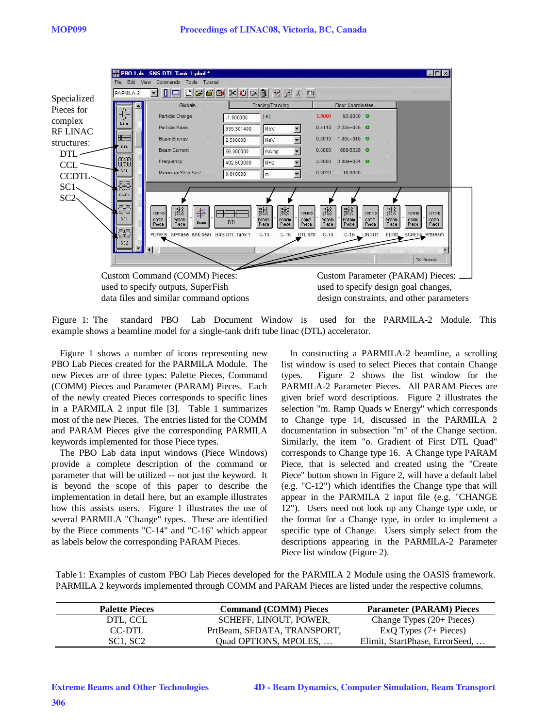Specialized Pieces for complex RF LINAC structures: DTL, CCL, CCDTL, SC1, SC2

Custom Command (COMM) Pieces: used to specify outputs, SuperFish data files and similar command options

Custom Parameter (PARAM) Pieces: used to specify design goal changes, design constraints, and other parameters

Figure 1: The standard PBO Lab Document Window is used for the PARMILA-2 Module. This example shows a beamline model for a single-tank drift tube linac (DTL) accelerator.

Figure 1 shows a number of icons representing new PBO Lab Pieces created for the PARMILA Module. The new Pieces are of three types: Palette Pieces, Command (COMM) Pieces and Parameter (PARAM) Pieces. Each of the newly created Pieces corresponds to specific lines in a PARMILA 2 input file [3]. Table 1 summarizes most of the new Pieces. The entries listed for the COMM and PARAM Pieces give the corresponding PARMILA keywords implemented for those Piece types.

The PBO Lab data input windows (Piece Windows) provide a complete description of the command or parameter that will be utilized -- not just the keyword. It is beyond the scope of this paper to describe the implementation in detail here, but an example illustrates how this assists users. Figure 1 illustrates the use of several PARMILA "Change" types. These are identified by the Piece comments "C-14" and "C-16" which appear as labels below the corresponding PARAM Pieces.

In constructing a PARMILA-2 beamline, a scrolling list window is used to select Pieces that contain Change types. Figure 2 shows the list window for the PARMILA-2 Parameter Pieces. All PARAM Pieces are given brief word descriptions. Figure 2 illustrates the selection "m. Ramp Quads w Energy" which corresponds to Change type 14, discussed in the PARMILA 2 documentation in subsection "m" of the Change section. Similarly, the item "o. Gradient of First DTL Quad" corresponds to Change type 16. A Change type PARAM Piece, that is selected and created using the "Create Piece" button shown in Figure 2, will have a default label (e.g. "C-12") which identifies the Change type that will appear in the PARMILA 2 input file (e.g. "CHANGE 12"). Users need not look up any Change type code, or the format for a Change type, in order to implement a specific type of Change. Users simply select from the descriptions appearing in the PARMILA-2 Parameter Piece list window (Figure 2).

Table 1: Examples of custom PBO Lab Pieces developed for the PARMILA 2 Module using the OASIS framework. PARMILA 2 keywords implemented through COMM and PARAM Pieces are listed under the respective columns.

| Palette Pieces | Command (COMM) Pieces | Parameter (PARAM) Pieces |
|---|---|---|
| DTL, CCL | SCHEFF, LINOUT, POWER, | Change Types (20+ Pieces) |
| CC-DTL | PrtBeam, SFDATA, TRANSPORT, | ExQ Types (7+ Pieces) |
| SC1, SC2 | Quad OPTIONS, MPOLES, … | Elimit, StartPhase, ErrorSeed, … |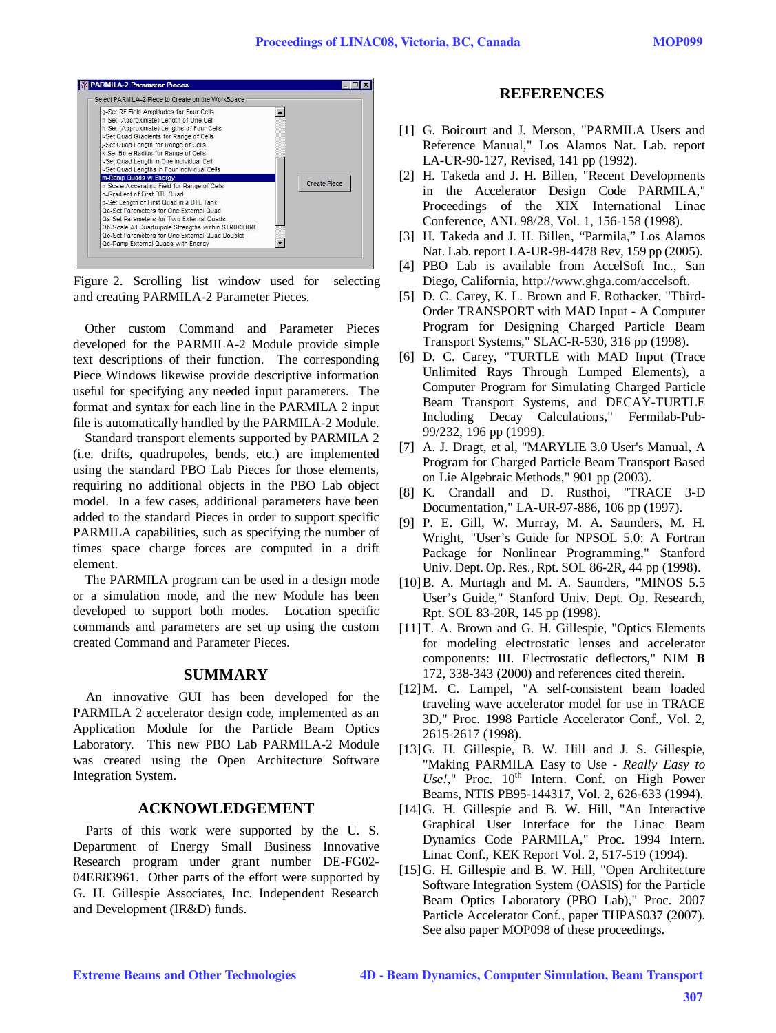Figure 2. Scrolling list window used for selecting and creating PARMILA-2 Parameter Pieces.

Other custom Command and Parameter Pieces developed for the PARMILA-2 Module provide simple text descriptions of their function. The corresponding Piece Windows likewise provide descriptive information useful for specifying any needed input parameters. The format and syntax for each line in the PARMILA 2 input file is automatically handled by the PARMILA-2 Module.

Standard transport elements supported by PARMILA 2 (i.e. drifts, quadrupoles, bends, etc.) are implemented using the standard PBO Lab Pieces for those elements, requiring no additional objects in the PBO Lab object model. In a few cases, additional parameters have been added to the standard Pieces in order to support specific PARMILA capabilities, such as specifying the number of times space charge forces are computed in a drift element.

The PARMILA program can be used in a design mode or a simulation mode, and the new Module has been developed to support both modes. Location specific commands and parameters are set up using the custom created Command and Parameter Pieces.

## SUMMARY

An innovative GUI has been developed for the PARMILA 2 accelerator design code, implemented as an Application Module for the Particle Beam Optics Laboratory. This new PBO Lab PARMILA-2 Module was created using the Open Architecture Software Integration System.

## ACKNOWLEDGEMENT

Parts of this work were supported by the U. S. Department of Energy Small Business Innovative Research program under grant number DE-FG02-04ER83961. Other parts of the effort were supported by G. H. Gillespie Associates, Inc. Independent Research and Development (IR&D) funds.

## REFERENCES

[1] G. Boicourt and J. Merson, "PARMILA Users and Reference Manual," Los Alamos Nat. Lab. report LA-UR-90-127, Revised, 141 pp (1992).

[2] H. Takeda and J. H. Billen, "Recent Developments in the Accelerator Design Code PARMILA," Proceedings of the XIX International Linac Conference, ANL 98/28, Vol. 1, 156-158 (1998).

[3] H. Takeda and J. H. Billen, "Parmila," Los Alamos Nat. Lab. report LA-UR-98-4478 Rev, 159 pp (2005).

[4] PBO Lab is available from AccelSoft Inc., San Diego, California, http://www.ghga.com/accelsoft.

[5] D. C. Carey, K. L. Brown and F. Rothacker, "Third-Order TRANSPORT with MAD Input - A Computer Program for Designing Charged Particle Beam Transport Systems," SLAC-R-530, 316 pp (1998).

[6] D. C. Carey, "TURTLE with MAD Input (Trace Unlimited Rays Through Lumped Elements), a Computer Program for Simulating Charged Particle Beam Transport Systems, and DECAY-TURTLE Including Decay Calculations," Fermilab-Pub-99/232, 196 pp (1999).

[7] A. J. Dragt, et al, "MARYLIE 3.0 User's Manual, A Program for Charged Particle Beam Transport Based on Lie Algebraic Methods," 901 pp (2003).

[8] K. Crandall and D. Rusthoi, "TRACE 3-D Documentation," LA-UR-97-886, 106 pp (1997).

[9] P. E. Gill, W. Murray, M. A. Saunders, M. H. Wright, "User's Guide for NPSOL 5.0: A Fortran Package for Nonlinear Programming," Stanford Univ. Dept. Op. Res., Rpt. SOL 86-2R, 44 pp (1998).

[10] B. A. Murtagh and M. A. Saunders, "MINOS 5.5 User's Guide," Stanford Univ. Dept. Op. Research, Rpt. SOL 83-20R, 145 pp (1998).

[11] T. A. Brown and G. H. Gillespie, "Optics Elements for modeling electrostatic lenses and accelerator components: III. Electrostatic deflectors," NIM **B** 172, 338-343 (2000) and references cited therein.

[12] M. C. Lampel, "A self-consistent beam loaded traveling wave accelerator model for use in TRACE 3D," Proc. 1998 Particle Accelerator Conf., Vol. 2, 2615-2617 (1998).

[13] G. H. Gillespie, B. W. Hill and J. S. Gillespie, "Making PARMILA Easy to Use - *Really Easy to Use!*," Proc. 10th Intern. Conf. on High Power Beams, NTIS PB95-144317, Vol. 2, 626-633 (1994).

[14] G. H. Gillespie and B. W. Hill, "An Interactive Graphical User Interface for the Linac Beam Dynamics Code PARMILA," Proc. 1994 Intern. Linac Conf., KEK Report Vol. 2, 517-519 (1994).

[15] G. H. Gillespie and B. W. Hill, "Open Architecture Software Integration System (OASIS) for the Particle Beam Optics Laboratory (PBO Lab)," Proc. 2007 Particle Accelerator Conf., paper THPAS037 (2007). See also paper MOP098 of these proceedings.